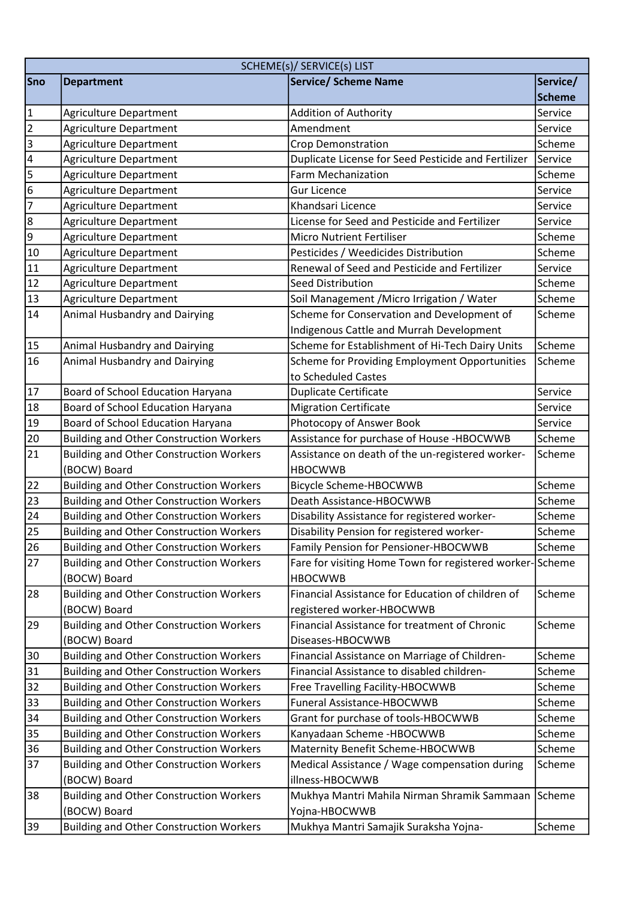| SCHEME(s)/ SERVICE(s) LIST | | | |
|---|---|---|---|
| **Sno** | **Department** | **Service/ Scheme Name** | **Service/ Scheme** |
| 1 | Agriculture Department | Addition of Authority | Service |
| 2 | Agriculture Department | Amendment | Service |
| 3 | Agriculture Department | Crop Demonstration | Scheme |
| 4 | Agriculture Department | Duplicate License for Seed Pesticide and Fertilizer | Service |
| 5 | Agriculture Department | Farm Mechanization | Scheme |
| 6 | Agriculture Department | Gur Licence | Service |
| 7 | Agriculture Department | Khandsari Licence | Service |
| 8 | Agriculture Department | License for Seed and Pesticide and Fertilizer | Service |
| 9 | Agriculture Department | Micro Nutrient Fertiliser | Scheme |
| 10 | Agriculture Department | Pesticides / Weedicides Distribution | Scheme |
| 11 | Agriculture Department | Renewal of Seed and Pesticide and Fertilizer | Service |
| 12 | Agriculture Department | Seed Distribution | Scheme |
| 13 | Agriculture Department | Soil Management /Micro Irrigation / Water | Scheme |
| 14 | Animal Husbandry and Dairying | Scheme for Conservation and Development of Indigenous Cattle and Murrah Development | Scheme |
| 15 | Animal Husbandry and Dairying | Scheme for Establishment of Hi-Tech Dairy Units | Scheme |
| 16 | Animal Husbandry and Dairying | Scheme for Providing Employment Opportunities to Scheduled Castes | Scheme |
| 17 | Board of School Education Haryana | Duplicate Certificate | Service |
| 18 | Board of School Education Haryana | Migration Certificate | Service |
| 19 | Board of School Education Haryana | Photocopy of Answer Book | Service |
| 20 | Building and Other Construction Workers | Assistance for purchase of House -HBOCWWB | Scheme |
| 21 | Building and Other Construction Workers (BOCW) Board | Assistance on death of the un-registered worker-HBOCWWB | Scheme |
| 22 | Building and Other Construction Workers | Bicycle Scheme-HBOCWWB | Scheme |
| 23 | Building and Other Construction Workers | Death Assistance-HBOCWWB | Scheme |
| 24 | Building and Other Construction Workers | Disability Assistance for registered worker- | Scheme |
| 25 | Building and Other Construction Workers | Disability Pension for registered worker- | Scheme |
| 26 | Building and Other Construction Workers | Family Pension for Pensioner-HBOCWWB | Scheme |
| 27 | Building and Other Construction Workers (BOCW) Board | Fare for visiting Home Town for registered worker-HBOCWWB | Scheme |
| 28 | Building and Other Construction Workers (BOCW) Board | Financial Assistance for Education of children of registered worker-HBOCWWB | Scheme |
| 29 | Building and Other Construction Workers (BOCW) Board | Financial Assistance for treatment of Chronic Diseases-HBOCWWB | Scheme |
| 30 | Building and Other Construction Workers | Financial Assistance on Marriage of Children- | Scheme |
| 31 | Building and Other Construction Workers | Financial Assistance to disabled children- | Scheme |
| 32 | Building and Other Construction Workers | Free Travelling Facility-HBOCWWB | Scheme |
| 33 | Building and Other Construction Workers | Funeral Assistance-HBOCWWB | Scheme |
| 34 | Building and Other Construction Workers | Grant for purchase of tools-HBOCWWB | Scheme |
| 35 | Building and Other Construction Workers | Kanyadaan Scheme -HBOCWWB | Scheme |
| 36 | Building and Other Construction Workers | Maternity Benefit Scheme-HBOCWWB | Scheme |
| 37 | Building and Other Construction Workers (BOCW) Board | Medical Assistance / Wage compensation during illness-HBOCWWB | Scheme |
| 38 | Building and Other Construction Workers (BOCW) Board | Mukhya Mantri Mahila Nirman Shramik Sammaan Yojna-HBOCWWB | Scheme |
| 39 | Building and Other Construction Workers | Mukhya Mantri Samajik Suraksha Yojna- | Scheme |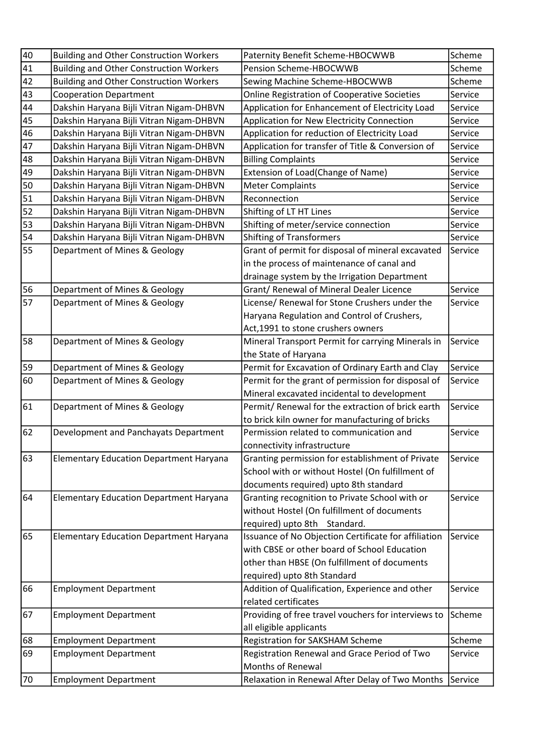| 40 | Building and Other Construction Workers | Paternity Benefit Scheme-HBOCWWB | Scheme |
|---|---|---|---|
| 41 | Building and Other Construction Workers | Pension Scheme-HBOCWWB | Scheme |
| 42 | Building and Other Construction Workers | Sewing Machine Scheme-HBOCWWB | Scheme |
| 43 | Cooperation Department | Online Registration of Cooperative Societies | Service |
| 44 | Dakshin Haryana Bijli Vitran Nigam-DHBVN | Application for Enhancement of Electricity Load | Service |
| 45 | Dakshin Haryana Bijli Vitran Nigam-DHBVN | Application for New Electricity Connection | Service |
| 46 | Dakshin Haryana Bijli Vitran Nigam-DHBVN | Application for reduction of Electricity Load | Service |
| 47 | Dakshin Haryana Bijli Vitran Nigam-DHBVN | Application for transfer of Title & Conversion of | Service |
| 48 | Dakshin Haryana Bijli Vitran Nigam-DHBVN | Billing Complaints | Service |
| 49 | Dakshin Haryana Bijli Vitran Nigam-DHBVN | Extension of Load(Change of Name) | Service |
| 50 | Dakshin Haryana Bijli Vitran Nigam-DHBVN | Meter Complaints | Service |
| 51 | Dakshin Haryana Bijli Vitran Nigam-DHBVN | Reconnection | Service |
| 52 | Dakshin Haryana Bijli Vitran Nigam-DHBVN | Shifting of LT HT Lines | Service |
| 53 | Dakshin Haryana Bijli Vitran Nigam-DHBVN | Shifting of meter/service connection | Service |
| 54 | Dakshin Haryana Bijli Vitran Nigam-DHBVN | Shifting of Transformers | Service |
| 55 | Department of Mines & Geology | Grant of permit for disposal of mineral excavated in the process of maintenance of canal and drainage system by the Irrigation Department | Service |
| 56 | Department of Mines & Geology | Grant/ Renewal of Mineral Dealer Licence | Service |
| 57 | Department of Mines & Geology | License/ Renewal for Stone Crushers under the Haryana Regulation and Control of Crushers, Act,1991 to stone crushers owners | Service |
| 58 | Department of Mines & Geology | Mineral Transport Permit for carrying Minerals in the State of Haryana | Service |
| 59 | Department of Mines & Geology | Permit for Excavation of Ordinary Earth and Clay | Service |
| 60 | Department of Mines & Geology | Permit for the grant of permission for disposal of Mineral excavated incidental to development | Service |
| 61 | Department of Mines & Geology | Permit/ Renewal for the extraction of brick earth to brick kiln owner for manufacturing of bricks | Service |
| 62 | Development and Panchayats Department | Permission related to communication and connectivity infrastructure | Service |
| 63 | Elementary Education Department Haryana | Granting permission for establishment of Private School with or without Hostel (On fulfillment of documents required) upto 8th standard | Service |
| 64 | Elementary Education Department Haryana | Granting recognition to Private School with or without Hostel (On fulfillment of documents required) upto 8th Standard. | Service |
| 65 | Elementary Education Department Haryana | Issuance of No Objection Certificate for affiliation with CBSE or other board of School Education other than HBSE (On fulfillment of documents required) upto 8th Standard | Service |
| 66 | Employment Department | Addition of Qualification, Experience and other related certificates | Service |
| 67 | Employment Department | Providing of free travel vouchers for interviews to all eligible applicants | Scheme |
| 68 | Employment Department | Registration for SAKSHAM Scheme | Scheme |
| 69 | Employment Department | Registration Renewal and Grace Period of Two Months of Renewal | Service |
| 70 | Employment Department | Relaxation in Renewal After Delay of Two Months | Service |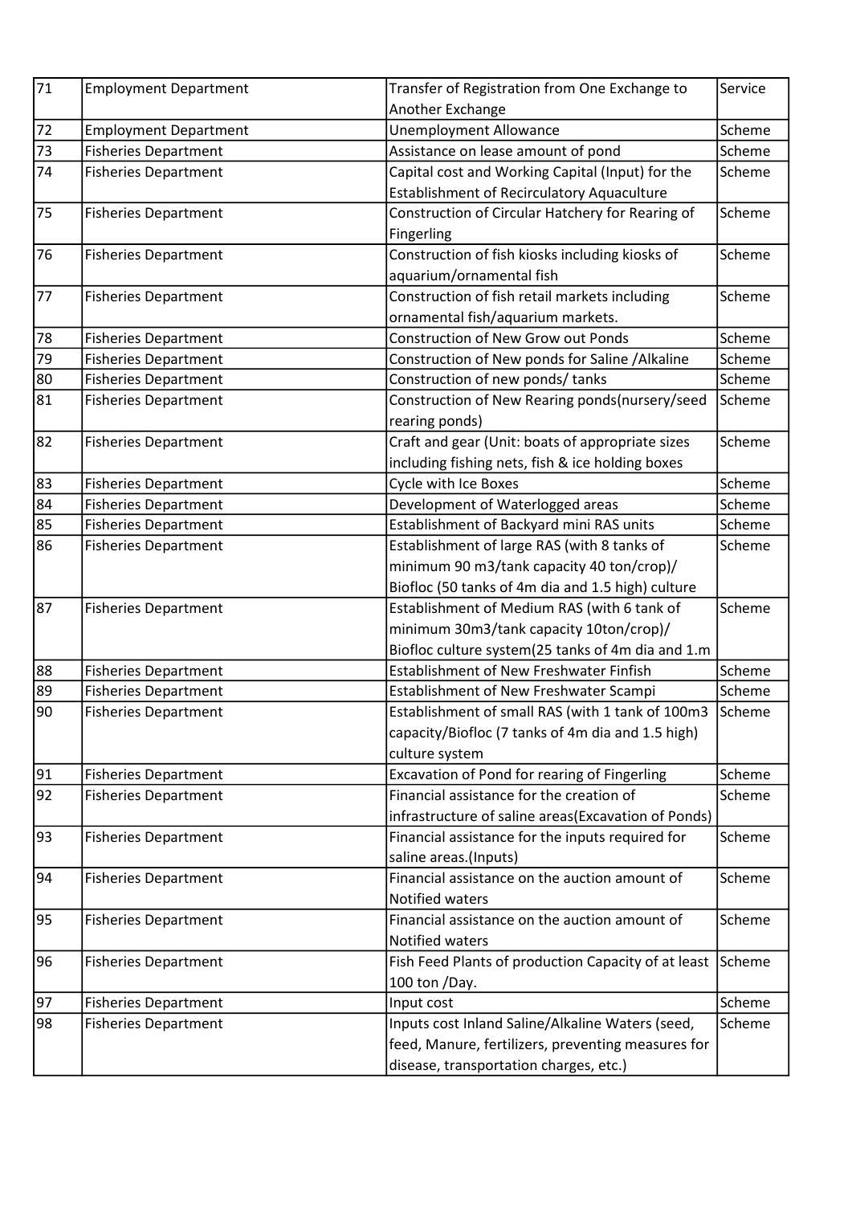| 71 | Employment Department | Transfer of Registration from One Exchange to Another Exchange | Service |
|---|---|---|---|
| 72 | Employment Department | Unemployment Allowance | Scheme |
| 73 | Fisheries Department | Assistance on lease amount of pond | Scheme |
| 74 | Fisheries Department | Capital cost and Working Capital (Input) for the Establishment of Recirculatory Aquaculture | Scheme |
| 75 | Fisheries Department | Construction of Circular Hatchery for Rearing of Fingerling | Scheme |
| 76 | Fisheries Department | Construction of fish kiosks including kiosks of aquarium/ornamental fish | Scheme |
| 77 | Fisheries Department | Construction of fish retail markets including ornamental fish/aquarium markets. | Scheme |
| 78 | Fisheries Department | Construction of New Grow out Ponds | Scheme |
| 79 | Fisheries Department | Construction of New ponds for Saline /Alkaline | Scheme |
| 80 | Fisheries Department | Construction of new ponds/ tanks | Scheme |
| 81 | Fisheries Department | Construction of New Rearing ponds(nursery/seed rearing ponds) | Scheme |
| 82 | Fisheries Department | Craft and gear (Unit: boats of appropriate sizes including fishing nets, fish & ice holding boxes | Scheme |
| 83 | Fisheries Department | Cycle with Ice Boxes | Scheme |
| 84 | Fisheries Department | Development of Waterlogged areas | Scheme |
| 85 | Fisheries Department | Establishment of Backyard mini RAS units | Scheme |
| 86 | Fisheries Department | Establishment of large RAS (with 8 tanks of minimum 90 m3/tank capacity 40 ton/crop)/ Biofloc (50 tanks of 4m dia and 1.5 high) culture | Scheme |
| 87 | Fisheries Department | Establishment of Medium RAS (with 6 tank of minimum 30m3/tank capacity 10ton/crop)/ Biofloc culture system(25 tanks of 4m dia and 1.m | Scheme |
| 88 | Fisheries Department | Establishment of New Freshwater Finfish | Scheme |
| 89 | Fisheries Department | Establishment of New Freshwater Scampi | Scheme |
| 90 | Fisheries Department | Establishment of small RAS (with 1 tank of 100m3 capacity/Biofloc (7 tanks of 4m dia and 1.5 high) culture system | Scheme |
| 91 | Fisheries Department | Excavation of Pond for rearing of Fingerling | Scheme |
| 92 | Fisheries Department | Financial assistance for the creation of infrastructure of saline areas(Excavation of Ponds) | Scheme |
| 93 | Fisheries Department | Financial assistance for the inputs required for saline areas.(Inputs) | Scheme |
| 94 | Fisheries Department | Financial assistance on the auction amount of Notified waters | Scheme |
| 95 | Fisheries Department | Financial assistance on the auction amount of Notified waters | Scheme |
| 96 | Fisheries Department | Fish Feed Plants of production Capacity of at least 100 ton /Day. | Scheme |
| 97 | Fisheries Department | Input cost | Scheme |
| 98 | Fisheries Department | Inputs cost Inland Saline/Alkaline Waters (seed, feed, Manure, fertilizers, preventing measures for disease, transportation charges, etc.) | Scheme |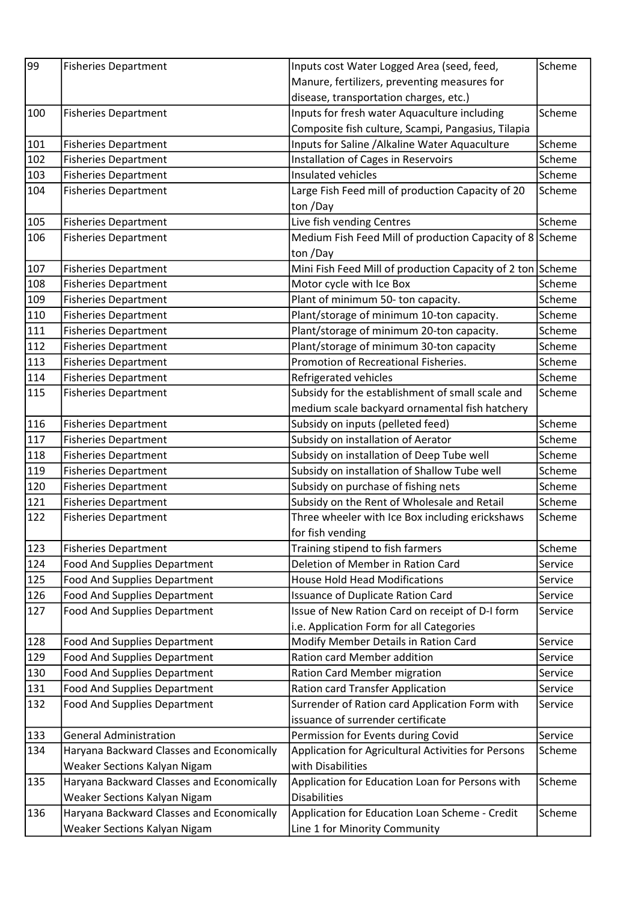| 99 | Fisheries Department | Inputs cost Water Logged Area (seed, feed, Manure, fertilizers, preventing measures for disease, transportation charges, etc.) | Scheme |
|---|---|---|---|
| 100 | Fisheries Department | Inputs for fresh water Aquaculture including Composite fish culture, Scampi, Pangasius, Tilapia | Scheme |
| 101 | Fisheries Department | Inputs for Saline /Alkaline Water Aquaculture | Scheme |
| 102 | Fisheries Department | Installation of Cages in Reservoirs | Scheme |
| 103 | Fisheries Department | Insulated vehicles | Scheme |
| 104 | Fisheries Department | Large Fish Feed mill of production Capacity of 20 ton /Day | Scheme |
| 105 | Fisheries Department | Live fish vending Centres | Scheme |
| 106 | Fisheries Department | Medium Fish Feed Mill of production Capacity of 8 ton /Day | Scheme |
| 107 | Fisheries Department | Mini Fish Feed Mill of production Capacity of 2 ton | Scheme |
| 108 | Fisheries Department | Motor cycle with Ice Box | Scheme |
| 109 | Fisheries Department | Plant of minimum 50- ton capacity. | Scheme |
| 110 | Fisheries Department | Plant/storage of minimum 10-ton capacity. | Scheme |
| 111 | Fisheries Department | Plant/storage of minimum 20-ton capacity. | Scheme |
| 112 | Fisheries Department | Plant/storage of minimum 30-ton capacity | Scheme |
| 113 | Fisheries Department | Promotion of Recreational Fisheries. | Scheme |
| 114 | Fisheries Department | Refrigerated vehicles | Scheme |
| 115 | Fisheries Department | Subsidy for the establishment of small scale and medium scale backyard ornamental fish hatchery | Scheme |
| 116 | Fisheries Department | Subsidy on inputs (pelleted feed) | Scheme |
| 117 | Fisheries Department | Subsidy on installation of Aerator | Scheme |
| 118 | Fisheries Department | Subsidy on installation of Deep Tube well | Scheme |
| 119 | Fisheries Department | Subsidy on installation of Shallow Tube well | Scheme |
| 120 | Fisheries Department | Subsidy on purchase of fishing nets | Scheme |
| 121 | Fisheries Department | Subsidy on the Rent of Wholesale and Retail | Scheme |
| 122 | Fisheries Department | Three wheeler with Ice Box including erickshaws for fish vending | Scheme |
| 123 | Fisheries Department | Training stipend to fish farmers | Scheme |
| 124 | Food And Supplies Department | Deletion of Member in Ration Card | Service |
| 125 | Food And Supplies Department | House Hold Head Modifications | Service |
| 126 | Food And Supplies Department | Issuance of Duplicate Ration Card | Service |
| 127 | Food And Supplies Department | Issue of New Ration Card on receipt of D-I form i.e. Application Form for all Categories | Service |
| 128 | Food And Supplies Department | Modify Member Details in Ration Card | Service |
| 129 | Food And Supplies Department | Ration card Member addition | Service |
| 130 | Food And Supplies Department | Ration Card Member migration | Service |
| 131 | Food And Supplies Department | Ration card Transfer Application | Service |
| 132 | Food And Supplies Department | Surrender of Ration card Application Form with issuance of surrender certificate | Service |
| 133 | General Administration | Permission for Events during Covid | Service |
| 134 | Haryana Backward Classes and Economically Weaker Sections Kalyan Nigam | Application for Agricultural Activities for Persons with Disabilities | Scheme |
| 135 | Haryana Backward Classes and Economically Weaker Sections Kalyan Nigam | Application for Education Loan for Persons with Disabilities | Scheme |
| 136 | Haryana Backward Classes and Economically Weaker Sections Kalyan Nigam | Application for Education Loan Scheme - Credit Line 1 for Minority Community | Scheme |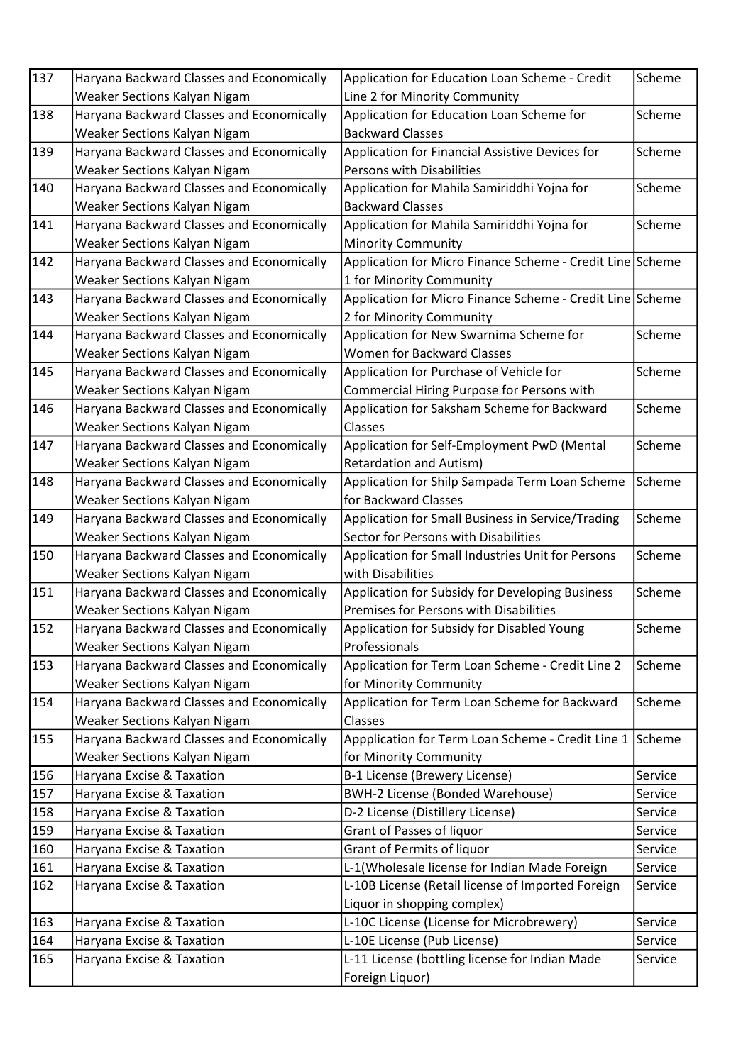| 137 | Haryana Backward Classes and Economically Weaker Sections Kalyan Nigam | Application for Education Loan Scheme - Credit Line 2 for Minority Community | Scheme |
|---|---|---|---|
| 138 | Haryana Backward Classes and Economically Weaker Sections Kalyan Nigam | Application for Education Loan Scheme for Backward Classes | Scheme |
| 139 | Haryana Backward Classes and Economically Weaker Sections Kalyan Nigam | Application for Financial Assistive Devices for Persons with Disabilities | Scheme |
| 140 | Haryana Backward Classes and Economically Weaker Sections Kalyan Nigam | Application for Mahila Samiriddhi Yojna for Backward Classes | Scheme |
| 141 | Haryana Backward Classes and Economically Weaker Sections Kalyan Nigam | Application for Mahila Samiriddhi Yojna for Minority Community | Scheme |
| 142 | Haryana Backward Classes and Economically Weaker Sections Kalyan Nigam | Application for Micro Finance Scheme - Credit Line 1 for Minority Community | Scheme |
| 143 | Haryana Backward Classes and Economically Weaker Sections Kalyan Nigam | Application for Micro Finance Scheme - Credit Line 2 for Minority Community | Scheme |
| 144 | Haryana Backward Classes and Economically Weaker Sections Kalyan Nigam | Application for New Swarnima Scheme for Women for Backward Classes | Scheme |
| 145 | Haryana Backward Classes and Economically Weaker Sections Kalyan Nigam | Application for Purchase of Vehicle for Commercial Hiring Purpose for Persons with | Scheme |
| 146 | Haryana Backward Classes and Economically Weaker Sections Kalyan Nigam | Application for Saksham Scheme for Backward Classes | Scheme |
| 147 | Haryana Backward Classes and Economically Weaker Sections Kalyan Nigam | Application for Self-Employment PwD (Mental Retardation and Autism) | Scheme |
| 148 | Haryana Backward Classes and Economically Weaker Sections Kalyan Nigam | Application for Shilp Sampada Term Loan Scheme for Backward Classes | Scheme |
| 149 | Haryana Backward Classes and Economically Weaker Sections Kalyan Nigam | Application for Small Business in Service/Trading Sector for Persons with Disabilities | Scheme |
| 150 | Haryana Backward Classes and Economically Weaker Sections Kalyan Nigam | Application for Small Industries Unit for Persons with Disabilities | Scheme |
| 151 | Haryana Backward Classes and Economically Weaker Sections Kalyan Nigam | Application for Subsidy for Developing Business Premises for Persons with Disabilities | Scheme |
| 152 | Haryana Backward Classes and Economically Weaker Sections Kalyan Nigam | Application for Subsidy for Disabled Young Professionals | Scheme |
| 153 | Haryana Backward Classes and Economically Weaker Sections Kalyan Nigam | Application for Term Loan Scheme - Credit Line 2 for Minority Community | Scheme |
| 154 | Haryana Backward Classes and Economically Weaker Sections Kalyan Nigam | Application for Term Loan Scheme for Backward Classes | Scheme |
| 155 | Haryana Backward Classes and Economically Weaker Sections Kalyan Nigam | Appplication for Term Loan Scheme - Credit Line 1 for Minority Community | Scheme |
| 156 | Haryana Excise & Taxation | B-1 License (Brewery License) | Service |
| 157 | Haryana Excise & Taxation | BWH-2 License (Bonded Warehouse) | Service |
| 158 | Haryana Excise & Taxation | D-2 License (Distillery License) | Service |
| 159 | Haryana Excise & Taxation | Grant of Passes of liquor | Service |
| 160 | Haryana Excise & Taxation | Grant of Permits of liquor | Service |
| 161 | Haryana Excise & Taxation | L-1(Wholesale license for Indian Made Foreign | Service |
| 162 | Haryana Excise & Taxation | L-10B License (Retail license of Imported Foreign Liquor in shopping complex) | Service |
| 163 | Haryana Excise & Taxation | L-10C License (License for Microbrewery) | Service |
| 164 | Haryana Excise & Taxation | L-10E License (Pub License) | Service |
| 165 | Haryana Excise & Taxation | L-11 License (bottling license for Indian Made Foreign Liquor) | Service |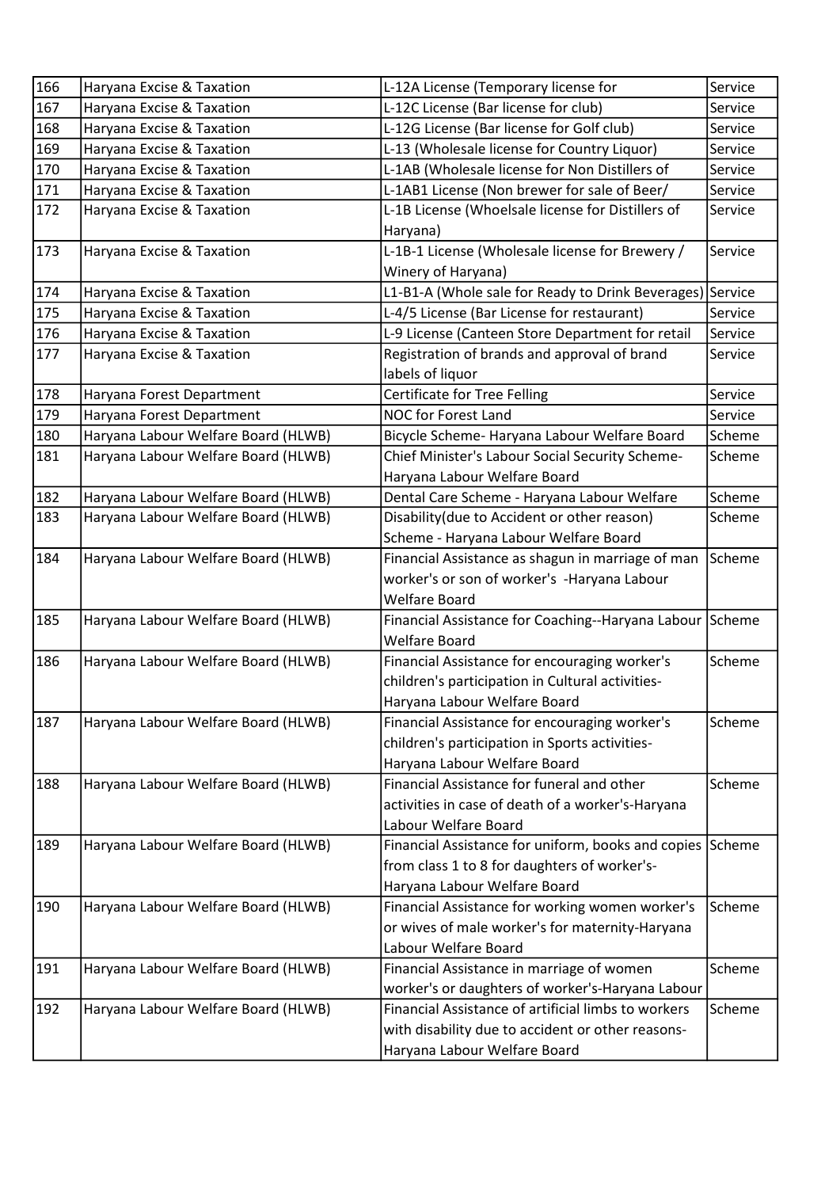| 166 | Haryana Excise & Taxation | L-12A License (Temporary license for | Service |
|---|---|---|---|
| 167 | Haryana Excise & Taxation | L-12C License (Bar license for club) | Service |
| 168 | Haryana Excise & Taxation | L-12G License (Bar license for Golf club) | Service |
| 169 | Haryana Excise & Taxation | L-13 (Wholesale license for Country Liquor) | Service |
| 170 | Haryana Excise & Taxation | L-1AB (Wholesale license for Non Distillers of | Service |
| 171 | Haryana Excise & Taxation | L-1AB1 License (Non brewer for sale of Beer/ | Service |
| 172 | Haryana Excise & Taxation | L-1B License (Whoelsale license for Distillers of Haryana) | Service |
| 173 | Haryana Excise & Taxation | L-1B-1 License (Wholesale license for Brewery / Winery of Haryana) | Service |
| 174 | Haryana Excise & Taxation | L1-B1-A (Whole sale for Ready to Drink Beverages) | Service |
| 175 | Haryana Excise & Taxation | L-4/5 License (Bar License for restaurant) | Service |
| 176 | Haryana Excise & Taxation | L-9 License (Canteen Store Department for retail | Service |
| 177 | Haryana Excise & Taxation | Registration of brands and approval of brand labels of liquor | Service |
| 178 | Haryana Forest Department | Certificate for Tree Felling | Service |
| 179 | Haryana Forest Department | NOC for Forest Land | Service |
| 180 | Haryana Labour Welfare Board (HLWB) | Bicycle Scheme- Haryana Labour Welfare Board | Scheme |
| 181 | Haryana Labour Welfare Board (HLWB) | Chief Minister's Labour Social Security Scheme-Haryana Labour Welfare Board | Scheme |
| 182 | Haryana Labour Welfare Board (HLWB) | Dental Care Scheme - Haryana Labour Welfare | Scheme |
| 183 | Haryana Labour Welfare Board (HLWB) | Disability(due to Accident or other reason) Scheme - Haryana Labour Welfare Board | Scheme |
| 184 | Haryana Labour Welfare Board (HLWB) | Financial Assistance as shagun in marriage of man worker's or son of worker's -Haryana Labour Welfare Board | Scheme |
| 185 | Haryana Labour Welfare Board (HLWB) | Financial Assistance for Coaching--Haryana Labour Welfare Board | Scheme |
| 186 | Haryana Labour Welfare Board (HLWB) | Financial Assistance for encouraging worker's children's participation in Cultural activities-Haryana Labour Welfare Board | Scheme |
| 187 | Haryana Labour Welfare Board (HLWB) | Financial Assistance for encouraging worker's children's participation in Sports activities-Haryana Labour Welfare Board | Scheme |
| 188 | Haryana Labour Welfare Board (HLWB) | Financial Assistance for funeral and other activities in case of death of a worker's-Haryana Labour Welfare Board | Scheme |
| 189 | Haryana Labour Welfare Board (HLWB) | Financial Assistance for uniform, books and copies from class 1 to 8 for daughters of worker's-Haryana Labour Welfare Board | Scheme |
| 190 | Haryana Labour Welfare Board (HLWB) | Financial Assistance for working women worker's or wives of male worker's for maternity-Haryana Labour Welfare Board | Scheme |
| 191 | Haryana Labour Welfare Board (HLWB) | Financial Assistance in marriage of women worker's or daughters of worker's-Haryana Labour | Scheme |
| 192 | Haryana Labour Welfare Board (HLWB) | Financial Assistance of artificial limbs to workers with disability due to accident or other reasons-Haryana Labour Welfare Board | Scheme |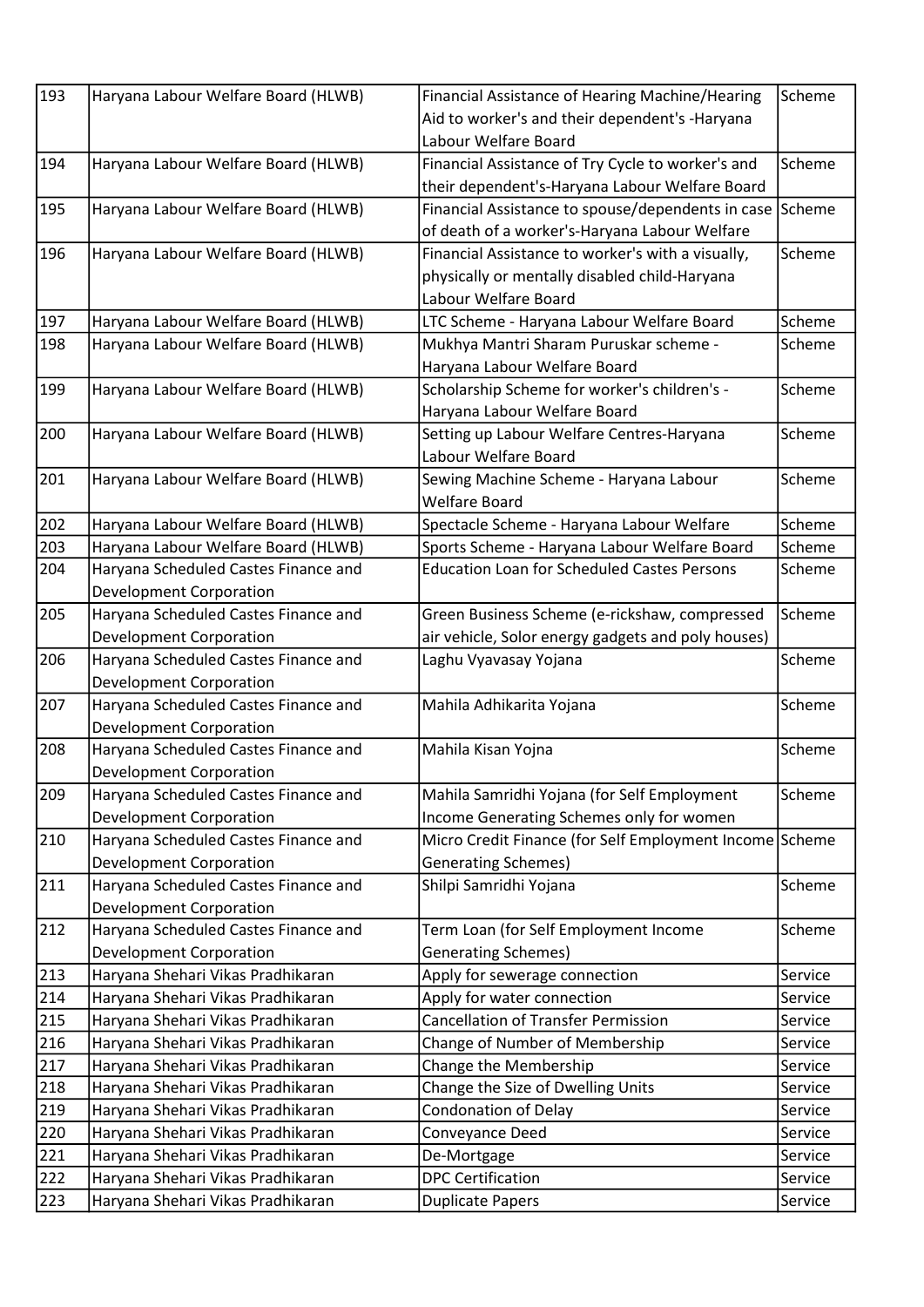| 193 | Haryana Labour Welfare Board (HLWB) | Financial Assistance of Hearing Machine/Hearing Aid to worker's and their dependent's -Haryana Labour Welfare Board | Scheme |
|---|---|---|---|
| 194 | Haryana Labour Welfare Board (HLWB) | Financial Assistance of Try Cycle to worker's and their dependent's-Haryana Labour Welfare Board | Scheme |
| 195 | Haryana Labour Welfare Board (HLWB) | Financial Assistance to spouse/dependents in case of death of a worker's-Haryana Labour Welfare | Scheme |
| 196 | Haryana Labour Welfare Board (HLWB) | Financial Assistance to worker's with a visually, physically or mentally disabled child-Haryana Labour Welfare Board | Scheme |
| 197 | Haryana Labour Welfare Board (HLWB) | LTC Scheme - Haryana Labour Welfare Board | Scheme |
| 198 | Haryana Labour Welfare Board (HLWB) | Mukhya Mantri Sharam Puruskar scheme - Haryana Labour Welfare Board | Scheme |
| 199 | Haryana Labour Welfare Board (HLWB) | Scholarship Scheme for worker's children's - Haryana Labour Welfare Board | Scheme |
| 200 | Haryana Labour Welfare Board (HLWB) | Setting up Labour Welfare Centres-Haryana Labour Welfare Board | Scheme |
| 201 | Haryana Labour Welfare Board (HLWB) | Sewing Machine Scheme - Haryana Labour Welfare Board | Scheme |
| 202 | Haryana Labour Welfare Board (HLWB) | Spectacle Scheme - Haryana Labour Welfare | Scheme |
| 203 | Haryana Labour Welfare Board (HLWB) | Sports Scheme - Haryana Labour Welfare Board | Scheme |
| 204 | Haryana Scheduled Castes Finance and Development Corporation | Education Loan for Scheduled Castes Persons | Scheme |
| 205 | Haryana Scheduled Castes Finance and Development Corporation | Green Business Scheme (e-rickshaw, compressed air vehicle, Solor energy gadgets and poly houses) | Scheme |
| 206 | Haryana Scheduled Castes Finance and Development Corporation | Laghu Vyavasay Yojana | Scheme |
| 207 | Haryana Scheduled Castes Finance and Development Corporation | Mahila Adhikarita Yojana | Scheme |
| 208 | Haryana Scheduled Castes Finance and Development Corporation | Mahila Kisan Yojna | Scheme |
| 209 | Haryana Scheduled Castes Finance and Development Corporation | Mahila Samridhi Yojana (for Self Employment Income Generating Schemes only for women | Scheme |
| 210 | Haryana Scheduled Castes Finance and Development Corporation | Micro Credit Finance (for Self Employment Income Generating Schemes) | Scheme |
| 211 | Haryana Scheduled Castes Finance and Development Corporation | Shilpi Samridhi Yojana | Scheme |
| 212 | Haryana Scheduled Castes Finance and Development Corporation | Term Loan (for Self Employment Income Generating Schemes) | Scheme |
| 213 | Haryana Shehari Vikas Pradhikaran | Apply for sewerage connection | Service |
| 214 | Haryana Shehari Vikas Pradhikaran | Apply for water connection | Service |
| 215 | Haryana Shehari Vikas Pradhikaran | Cancellation of Transfer Permission | Service |
| 216 | Haryana Shehari Vikas Pradhikaran | Change of Number of Membership | Service |
| 217 | Haryana Shehari Vikas Pradhikaran | Change the Membership | Service |
| 218 | Haryana Shehari Vikas Pradhikaran | Change the Size of Dwelling Units | Service |
| 219 | Haryana Shehari Vikas Pradhikaran | Condonation of Delay | Service |
| 220 | Haryana Shehari Vikas Pradhikaran | Conveyance Deed | Service |
| 221 | Haryana Shehari Vikas Pradhikaran | De-Mortgage | Service |
| 222 | Haryana Shehari Vikas Pradhikaran | DPC Certification | Service |
| 223 | Haryana Shehari Vikas Pradhikaran | Duplicate Papers | Service |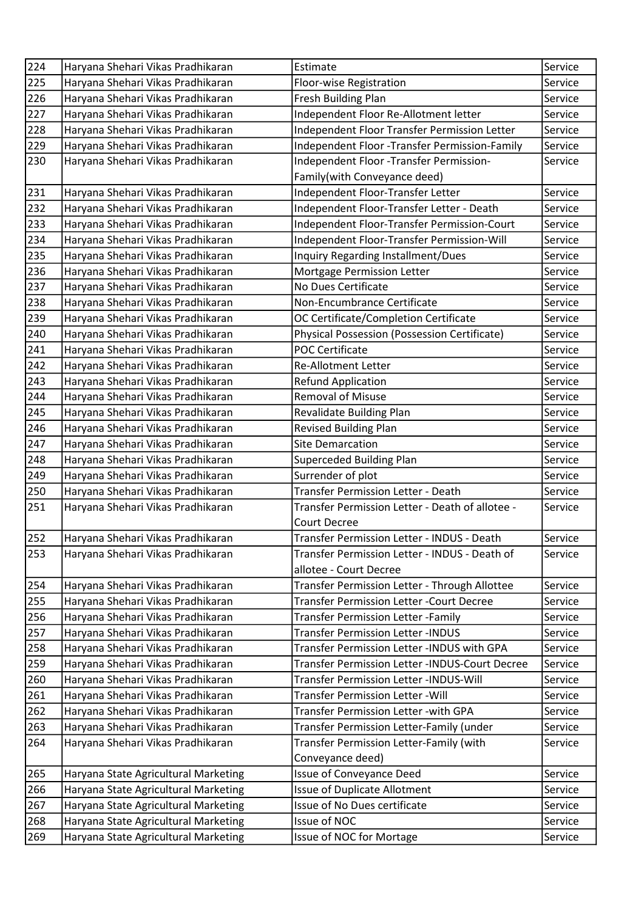| 224 | Haryana Shehari Vikas Pradhikaran | Estimate | Service |
|---|---|---|---|
| 225 | Haryana Shehari Vikas Pradhikaran | Floor-wise Registration | Service |
| 226 | Haryana Shehari Vikas Pradhikaran | Fresh Building Plan | Service |
| 227 | Haryana Shehari Vikas Pradhikaran | Independent Floor Re-Allotment letter | Service |
| 228 | Haryana Shehari Vikas Pradhikaran | Independent Floor Transfer Permission Letter | Service |
| 229 | Haryana Shehari Vikas Pradhikaran | Independent Floor -Transfer Permission-Family | Service |
| 230 | Haryana Shehari Vikas Pradhikaran | Independent Floor -Transfer Permission-Family(with Conveyance deed) | Service |
| 231 | Haryana Shehari Vikas Pradhikaran | Independent Floor-Transfer Letter | Service |
| 232 | Haryana Shehari Vikas Pradhikaran | Independent Floor-Transfer Letter - Death | Service |
| 233 | Haryana Shehari Vikas Pradhikaran | Independent Floor-Transfer Permission-Court | Service |
| 234 | Haryana Shehari Vikas Pradhikaran | Independent Floor-Transfer Permission-Will | Service |
| 235 | Haryana Shehari Vikas Pradhikaran | Inquiry Regarding Installment/Dues | Service |
| 236 | Haryana Shehari Vikas Pradhikaran | Mortgage Permission Letter | Service |
| 237 | Haryana Shehari Vikas Pradhikaran | No Dues Certificate | Service |
| 238 | Haryana Shehari Vikas Pradhikaran | Non-Encumbrance Certificate | Service |
| 239 | Haryana Shehari Vikas Pradhikaran | OC Certificate/Completion Certificate | Service |
| 240 | Haryana Shehari Vikas Pradhikaran | Physical Possession (Possession Certificate) | Service |
| 241 | Haryana Shehari Vikas Pradhikaran | POC Certificate | Service |
| 242 | Haryana Shehari Vikas Pradhikaran | Re-Allotment Letter | Service |
| 243 | Haryana Shehari Vikas Pradhikaran | Refund Application | Service |
| 244 | Haryana Shehari Vikas Pradhikaran | Removal of Misuse | Service |
| 245 | Haryana Shehari Vikas Pradhikaran | Revalidate Building Plan | Service |
| 246 | Haryana Shehari Vikas Pradhikaran | Revised Building Plan | Service |
| 247 | Haryana Shehari Vikas Pradhikaran | Site Demarcation | Service |
| 248 | Haryana Shehari Vikas Pradhikaran | Superceded Building Plan | Service |
| 249 | Haryana Shehari Vikas Pradhikaran | Surrender of plot | Service |
| 250 | Haryana Shehari Vikas Pradhikaran | Transfer Permission Letter - Death | Service |
| 251 | Haryana Shehari Vikas Pradhikaran | Transfer Permission Letter - Death of allotee - Court Decree | Service |
| 252 | Haryana Shehari Vikas Pradhikaran | Transfer Permission Letter - INDUS - Death | Service |
| 253 | Haryana Shehari Vikas Pradhikaran | Transfer Permission Letter - INDUS - Death of allotee - Court Decree | Service |
| 254 | Haryana Shehari Vikas Pradhikaran | Transfer Permission Letter - Through Allottee | Service |
| 255 | Haryana Shehari Vikas Pradhikaran | Transfer Permission Letter -Court Decree | Service |
| 256 | Haryana Shehari Vikas Pradhikaran | Transfer Permission Letter -Family | Service |
| 257 | Haryana Shehari Vikas Pradhikaran | Transfer Permission Letter -INDUS | Service |
| 258 | Haryana Shehari Vikas Pradhikaran | Transfer Permission Letter -INDUS with GPA | Service |
| 259 | Haryana Shehari Vikas Pradhikaran | Transfer Permission Letter -INDUS-Court Decree | Service |
| 260 | Haryana Shehari Vikas Pradhikaran | Transfer Permission Letter -INDUS-Will | Service |
| 261 | Haryana Shehari Vikas Pradhikaran | Transfer Permission Letter -Will | Service |
| 262 | Haryana Shehari Vikas Pradhikaran | Transfer Permission Letter -with GPA | Service |
| 263 | Haryana Shehari Vikas Pradhikaran | Transfer Permission Letter-Family (under | Service |
| 264 | Haryana Shehari Vikas Pradhikaran | Transfer Permission Letter-Family (with Conveyance deed) | Service |
| 265 | Haryana State Agricultural Marketing | Issue of Conveyance Deed | Service |
| 266 | Haryana State Agricultural Marketing | Issue of Duplicate Allotment | Service |
| 267 | Haryana State Agricultural Marketing | Issue of No Dues certificate | Service |
| 268 | Haryana State Agricultural Marketing | Issue of NOC | Service |
| 269 | Haryana State Agricultural Marketing | Issue of NOC for Mortage | Service |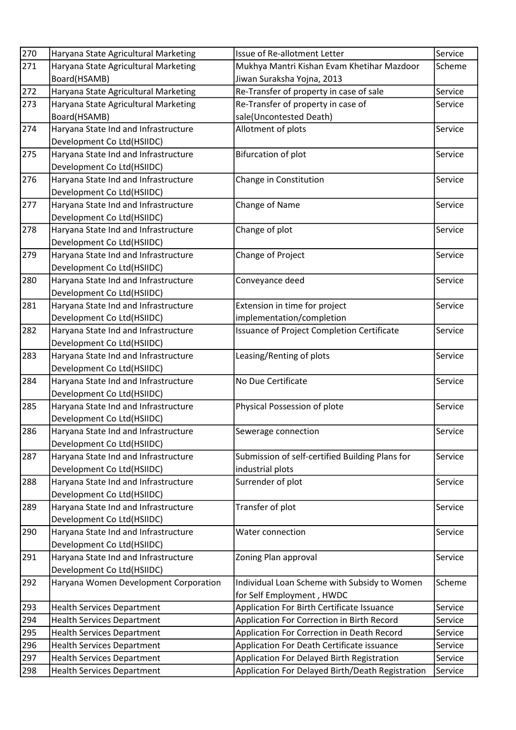| | | | |
|---|---|---|---|
| 270 | Haryana State Agricultural Marketing | Issue of Re-allotment Letter | Service |
| 271 | Haryana State Agricultural Marketing Board(HSAMB) | Mukhya Mantri Kishan Evam Khetihar Mazdoor Jiwan Suraksha Yojna, 2013 | Scheme |
| 272 | Haryana State Agricultural Marketing | Re-Transfer of property in case of sale | Service |
| 273 | Haryana State Agricultural Marketing Board(HSAMB) | Re-Transfer of property in case of sale(Uncontested Death) | Service |
| 274 | Haryana State Ind and Infrastructure Development Co Ltd(HSIIDC) | Allotment of plots | Service |
| 275 | Haryana State Ind and Infrastructure Development Co Ltd(HSIIDC) | Bifurcation of plot | Service |
| 276 | Haryana State Ind and Infrastructure Development Co Ltd(HSIIDC) | Change in Constitution | Service |
| 277 | Haryana State Ind and Infrastructure Development Co Ltd(HSIIDC) | Change of Name | Service |
| 278 | Haryana State Ind and Infrastructure Development Co Ltd(HSIIDC) | Change of plot | Service |
| 279 | Haryana State Ind and Infrastructure Development Co Ltd(HSIIDC) | Change of Project | Service |
| 280 | Haryana State Ind and Infrastructure Development Co Ltd(HSIIDC) | Conveyance deed | Service |
| 281 | Haryana State Ind and Infrastructure Development Co Ltd(HSIIDC) | Extension in time for project implementation/completion | Service |
| 282 | Haryana State Ind and Infrastructure Development Co Ltd(HSIIDC) | Issuance of Project Completion Certificate | Service |
| 283 | Haryana State Ind and Infrastructure Development Co Ltd(HSIIDC) | Leasing/Renting of plots | Service |
| 284 | Haryana State Ind and Infrastructure Development Co Ltd(HSIIDC) | No Due Certificate | Service |
| 285 | Haryana State Ind and Infrastructure Development Co Ltd(HSIIDC) | Physical Possession of plote | Service |
| 286 | Haryana State Ind and Infrastructure Development Co Ltd(HSIIDC) | Sewerage connection | Service |
| 287 | Haryana State Ind and Infrastructure Development Co Ltd(HSIIDC) | Submission of self-certified Building Plans for industrial plots | Service |
| 288 | Haryana State Ind and Infrastructure Development Co Ltd(HSIIDC) | Surrender of plot | Service |
| 289 | Haryana State Ind and Infrastructure Development Co Ltd(HSIIDC) | Transfer of plot | Service |
| 290 | Haryana State Ind and Infrastructure Development Co Ltd(HSIIDC) | Water connection | Service |
| 291 | Haryana State Ind and Infrastructure Development Co Ltd(HSIIDC) | Zoning Plan approval | Service |
| 292 | Haryana Women Development Corporation | Individual Loan Scheme with Subsidy to Women for Self Employment , HWDC | Scheme |
| 293 | Health Services Department | Application For Birth Certificate Issuance | Service |
| 294 | Health Services Department | Application For Correction in Birth Record | Service |
| 295 | Health Services Department | Application For Correction in Death Record | Service |
| 296 | Health Services Department | Application For Death Certificate issuance | Service |
| 297 | Health Services Department | Application For Delayed Birth Registration | Service |
| 298 | Health Services Department | Application For Delayed Birth/Death Registration | Service |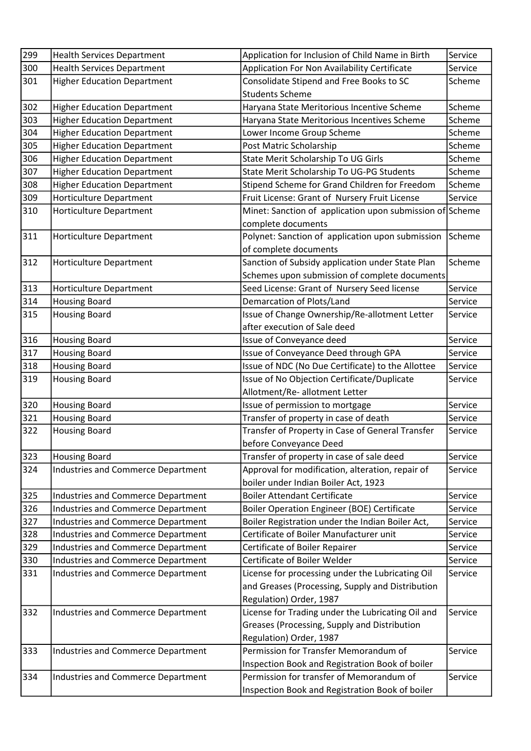| 299 | Health Services Department | Application for Inclusion of Child Name in Birth | Service |
|---|---|---|---|
| 300 | Health Services Department | Application For Non Availability Certificate | Service |
| 301 | Higher Education Department | Consolidate Stipend and Free Books to SC Students Scheme | Scheme |
| 302 | Higher Education Department | Haryana State Meritorious Incentive Scheme | Scheme |
| 303 | Higher Education Department | Haryana State Meritorious Incentives Scheme | Scheme |
| 304 | Higher Education Department | Lower Income Group Scheme | Scheme |
| 305 | Higher Education Department | Post Matric Scholarship | Scheme |
| 306 | Higher Education Department | State Merit Scholarship To UG Girls | Scheme |
| 307 | Higher Education Department | State Merit Scholarship To UG-PG Students | Scheme |
| 308 | Higher Education Department | Stipend Scheme for Grand Children for Freedom | Scheme |
| 309 | Horticulture Department | Fruit License: Grant of Nursery Fruit License | Service |
| 310 | Horticulture Department | Minet: Sanction of application upon submission of complete documents | Scheme |
| 311 | Horticulture Department | Polynet: Sanction of application upon submission of complete documents | Scheme |
| 312 | Horticulture Department | Sanction of Subsidy application under State Plan Schemes upon submission of complete documents | Scheme |
| 313 | Horticulture Department | Seed License: Grant of Nursery Seed license | Service |
| 314 | Housing Board | Demarcation of Plots/Land | Service |
| 315 | Housing Board | Issue of Change Ownership/Re-allotment Letter after execution of Sale deed | Service |
| 316 | Housing Board | Issue of Conveyance deed | Service |
| 317 | Housing Board | Issue of Conveyance Deed through GPA | Service |
| 318 | Housing Board | Issue of NDC (No Due Certificate) to the Allottee | Service |
| 319 | Housing Board | Issue of No Objection Certificate/Duplicate Allotment/Re- allotment Letter | Service |
| 320 | Housing Board | Issue of permission to mortgage | Service |
| 321 | Housing Board | Transfer of property in case of death | Service |
| 322 | Housing Board | Transfer of Property in Case of General Transfer before Conveyance Deed | Service |
| 323 | Housing Board | Transfer of property in case of sale deed | Service |
| 324 | Industries and Commerce Department | Approval for modification, alteration, repair of boiler under Indian Boiler Act, 1923 | Service |
| 325 | Industries and Commerce Department | Boiler Attendant Certificate | Service |
| 326 | Industries and Commerce Department | Boiler Operation Engineer (BOE) Certificate | Service |
| 327 | Industries and Commerce Department | Boiler Registration under the Indian Boiler Act, | Service |
| 328 | Industries and Commerce Department | Certificate of Boiler Manufacturer unit | Service |
| 329 | Industries and Commerce Department | Certificate of Boiler Repairer | Service |
| 330 | Industries and Commerce Department | Certificate of Boiler Welder | Service |
| 331 | Industries and Commerce Department | License for processing under the Lubricating Oil and Greases (Processing, Supply and Distribution Regulation) Order, 1987 | Service |
| 332 | Industries and Commerce Department | License for Trading under the Lubricating Oil and Greases (Processing, Supply and Distribution Regulation) Order, 1987 | Service |
| 333 | Industries and Commerce Department | Permission for Transfer Memorandum of Inspection Book and Registration Book of boiler | Service |
| 334 | Industries and Commerce Department | Permission for transfer of Memorandum of Inspection Book and Registration Book of boiler | Service |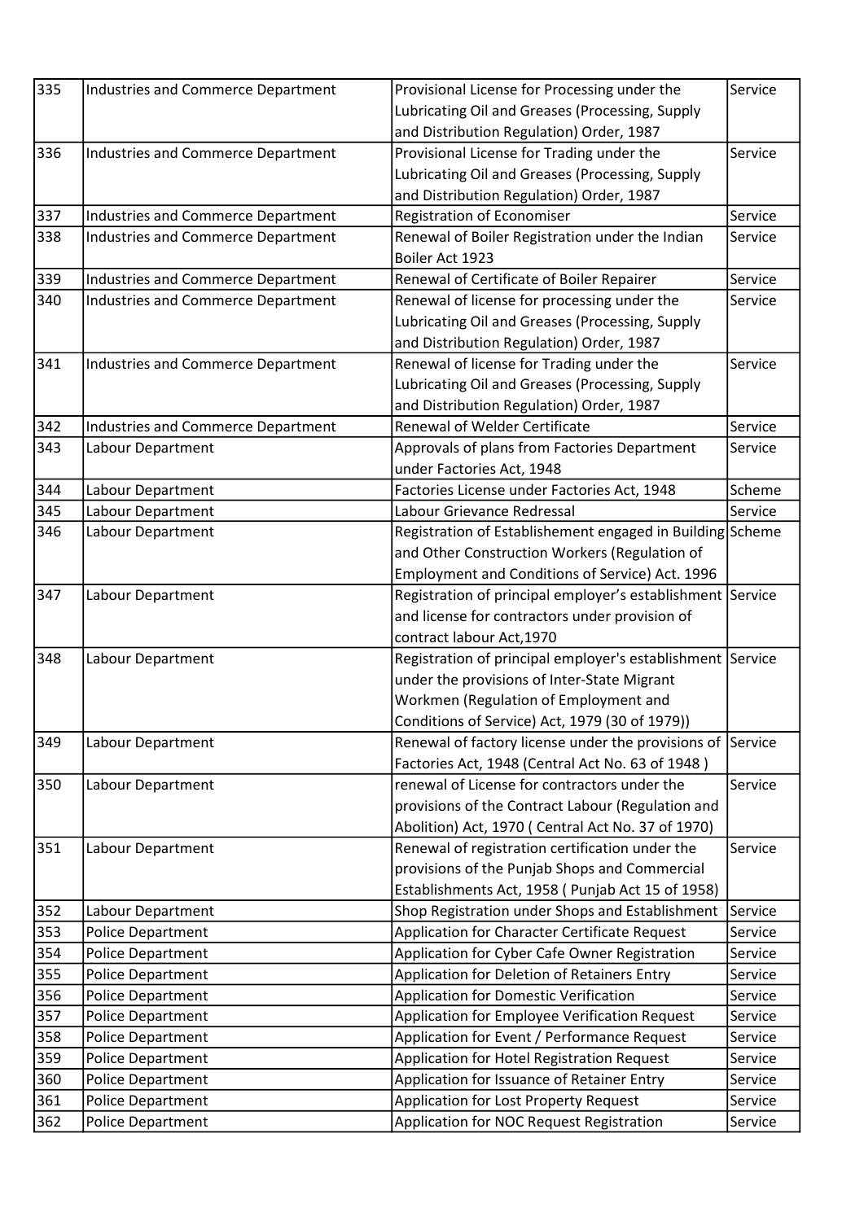| 335 | Industries and Commerce Department | Provisional License for Processing under the Lubricating Oil and Greases (Processing, Supply and Distribution Regulation) Order, 1987 | Service |
|---|---|---|---|
| 336 | Industries and Commerce Department | Provisional License for Trading under the Lubricating Oil and Greases (Processing, Supply and Distribution Regulation) Order, 1987 | Service |
| 337 | Industries and Commerce Department | Registration of Economiser | Service |
| 338 | Industries and Commerce Department | Renewal of Boiler Registration under the Indian Boiler Act 1923 | Service |
| 339 | Industries and Commerce Department | Renewal of Certificate of Boiler Repairer | Service |
| 340 | Industries and Commerce Department | Renewal of license for processing under the Lubricating Oil and Greases (Processing, Supply and Distribution Regulation) Order, 1987 | Service |
| 341 | Industries and Commerce Department | Renewal of license for Trading under the Lubricating Oil and Greases (Processing, Supply and Distribution Regulation) Order, 1987 | Service |
| 342 | Industries and Commerce Department | Renewal of Welder Certificate | Service |
| 343 | Labour Department | Approvals of plans from Factories Department under Factories Act, 1948 | Service |
| 344 | Labour Department | Factories License under Factories Act, 1948 | Scheme |
| 345 | Labour Department | Labour Grievance Redressal | Service |
| 346 | Labour Department | Registration of Establishement engaged in Building and Other Construction Workers (Regulation of Employment and Conditions of Service) Act. 1996 | Scheme |
| 347 | Labour Department | Registration of principal employer’s establishment and license for contractors under provision of contract labour Act,1970 | Service |
| 348 | Labour Department | Registration of principal employer's establishment under the provisions of Inter-State Migrant Workmen (Regulation of Employment and Conditions of Service) Act, 1979 (30 of 1979)) | Service |
| 349 | Labour Department | Renewal of factory license under the provisions of Factories Act, 1948 (Central Act No. 63 of 1948 ) | Service |
| 350 | Labour Department | renewal of License for contractors under the provisions of the Contract Labour (Regulation and Abolition) Act, 1970 ( Central Act No. 37 of 1970) | Service |
| 351 | Labour Department | Renewal of registration certification under the provisions of the Punjab Shops and Commercial Establishments Act, 1958 ( Punjab Act 15 of 1958) | Service |
| 352 | Labour Department | Shop Registration under Shops and Establishment | Service |
| 353 | Police Department | Application for Character Certificate Request | Service |
| 354 | Police Department | Application for Cyber Cafe Owner Registration | Service |
| 355 | Police Department | Application for Deletion of Retainers Entry | Service |
| 356 | Police Department | Application for Domestic Verification | Service |
| 357 | Police Department | Application for Employee Verification Request | Service |
| 358 | Police Department | Application for Event / Performance Request | Service |
| 359 | Police Department | Application for Hotel Registration Request | Service |
| 360 | Police Department | Application for Issuance of Retainer Entry | Service |
| 361 | Police Department | Application for Lost Property Request | Service |
| 362 | Police Department | Application for NOC Request Registration | Service |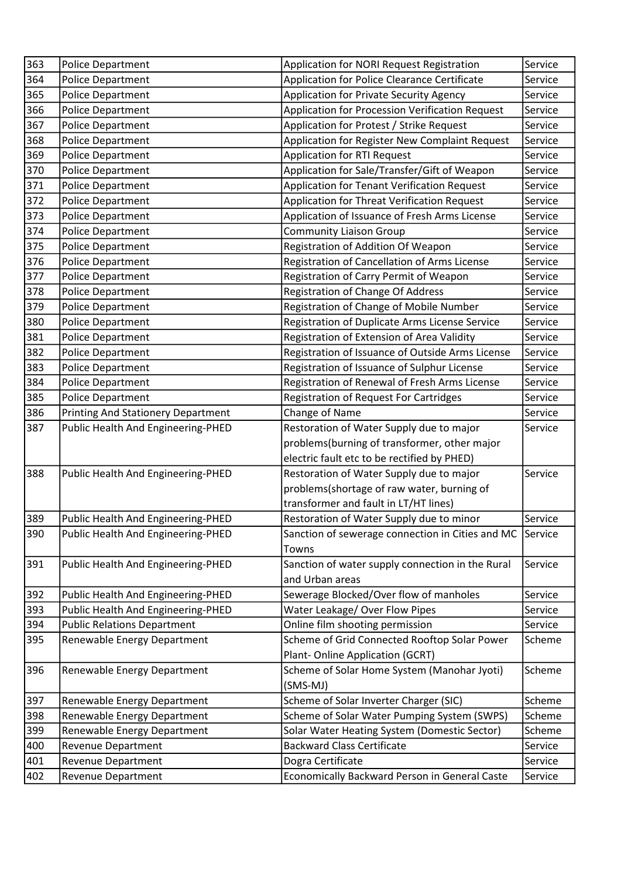| 363 | Police Department | Application for NORI Request Registration | Service |
|---|---|---|---|
| 364 | Police Department | Application for Police Clearance Certificate | Service |
| 365 | Police Department | Application for Private Security Agency | Service |
| 366 | Police Department | Application for Procession Verification Request | Service |
| 367 | Police Department | Application for Protest / Strike Request | Service |
| 368 | Police Department | Application for Register New Complaint Request | Service |
| 369 | Police Department | Application for RTI Request | Service |
| 370 | Police Department | Application for Sale/Transfer/Gift of Weapon | Service |
| 371 | Police Department | Application for Tenant Verification Request | Service |
| 372 | Police Department | Application for Threat Verification Request | Service |
| 373 | Police Department | Application of Issuance of Fresh Arms License | Service |
| 374 | Police Department | Community Liaison Group | Service |
| 375 | Police Department | Registration of Addition Of Weapon | Service |
| 376 | Police Department | Registration of Cancellation of Arms License | Service |
| 377 | Police Department | Registration of Carry Permit of Weapon | Service |
| 378 | Police Department | Registration of Change Of Address | Service |
| 379 | Police Department | Registration of Change of Mobile Number | Service |
| 380 | Police Department | Registration of Duplicate Arms License Service | Service |
| 381 | Police Department | Registration of Extension of Area Validity | Service |
| 382 | Police Department | Registration of Issuance of Outside Arms License | Service |
| 383 | Police Department | Registration of Issuance of Sulphur License | Service |
| 384 | Police Department | Registration of Renewal of Fresh Arms License | Service |
| 385 | Police Department | Registration of Request For Cartridges | Service |
| 386 | Printing And Stationery Department | Change of Name | Service |
| 387 | Public Health And Engineering-PHED | Restoration of Water Supply due to major problems(burning of transformer, other major electric fault etc to be rectified by PHED) | Service |
| 388 | Public Health And Engineering-PHED | Restoration of Water Supply due to major problems(shortage of raw water, burning of transformer and fault in LT/HT lines) | Service |
| 389 | Public Health And Engineering-PHED | Restoration of Water Supply due to minor | Service |
| 390 | Public Health And Engineering-PHED | Sanction of sewerage connection in Cities and MC Towns | Service |
| 391 | Public Health And Engineering-PHED | Sanction of water supply connection in the Rural and Urban areas | Service |
| 392 | Public Health And Engineering-PHED | Sewerage Blocked/Over flow of manholes | Service |
| 393 | Public Health And Engineering-PHED | Water Leakage/ Over Flow Pipes | Service |
| 394 | Public Relations Department | Online film shooting permission | Service |
| 395 | Renewable Energy Department | Scheme of Grid Connected Rooftop Solar Power Plant- Online Application (GCRT) | Scheme |
| 396 | Renewable Energy Department | Scheme of Solar Home System (Manohar Jyoti) (SMS-MJ) | Scheme |
| 397 | Renewable Energy Department | Scheme of Solar Inverter Charger (SIC) | Scheme |
| 398 | Renewable Energy Department | Scheme of Solar Water Pumping System (SWPS) | Scheme |
| 399 | Renewable Energy Department | Solar Water Heating System (Domestic Sector) | Scheme |
| 400 | Revenue Department | Backward Class Certificate | Service |
| 401 | Revenue Department | Dogra Certificate | Service |
| 402 | Revenue Department | Economically Backward Person in General Caste | Service |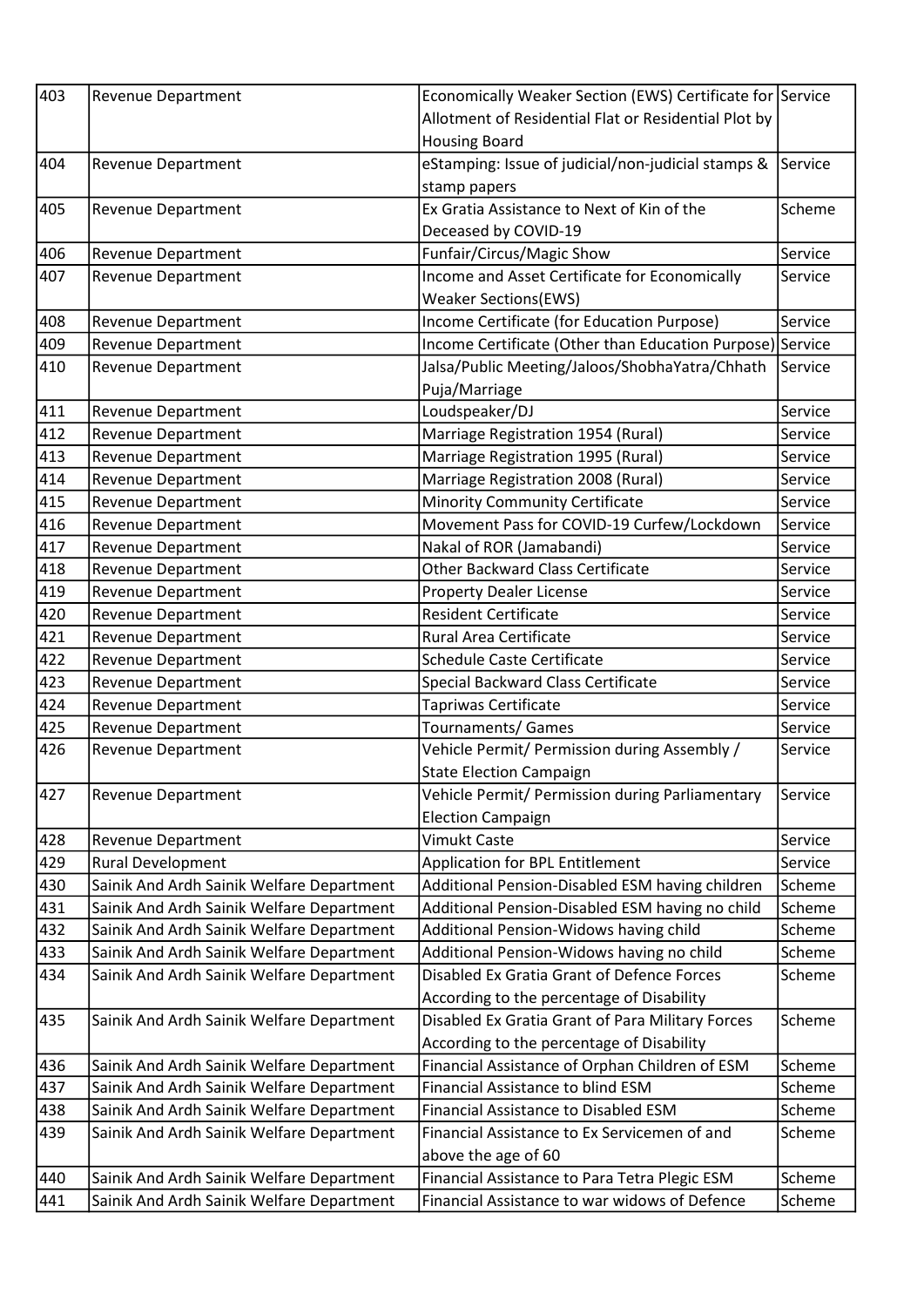| 403 | Revenue Department | Economically Weaker Section (EWS) Certificate for Allotment of Residential Flat or Residential Plot by Housing Board | Service |
|---|---|---|---|
| 404 | Revenue Department | eStamping: Issue of judicial/non-judicial stamps & stamp papers | Service |
| 405 | Revenue Department | Ex Gratia Assistance to Next of Kin of the Deceased by COVID-19 | Scheme |
| 406 | Revenue Department | Funfair/Circus/Magic Show | Service |
| 407 | Revenue Department | Income and Asset Certificate for Economically Weaker Sections(EWS) | Service |
| 408 | Revenue Department | Income Certificate (for Education Purpose) | Service |
| 409 | Revenue Department | Income Certificate (Other than Education Purpose) | Service |
| 410 | Revenue Department | Jalsa/Public Meeting/Jaloos/ShobhaYatra/Chhath Puja/Marriage | Service |
| 411 | Revenue Department | Loudspeaker/DJ | Service |
| 412 | Revenue Department | Marriage Registration 1954 (Rural) | Service |
| 413 | Revenue Department | Marriage Registration 1995 (Rural) | Service |
| 414 | Revenue Department | Marriage Registration 2008 (Rural) | Service |
| 415 | Revenue Department | Minority Community Certificate | Service |
| 416 | Revenue Department | Movement Pass for COVID-19 Curfew/Lockdown | Service |
| 417 | Revenue Department | Nakal of ROR (Jamabandi) | Service |
| 418 | Revenue Department | Other Backward Class Certificate | Service |
| 419 | Revenue Department | Property Dealer License | Service |
| 420 | Revenue Department | Resident Certificate | Service |
| 421 | Revenue Department | Rural Area Certificate | Service |
| 422 | Revenue Department | Schedule Caste Certificate | Service |
| 423 | Revenue Department | Special Backward Class Certificate | Service |
| 424 | Revenue Department | Tapriwas Certificate | Service |
| 425 | Revenue Department | Tournaments/ Games | Service |
| 426 | Revenue Department | Vehicle Permit/ Permission during Assembly / State Election Campaign | Service |
| 427 | Revenue Department | Vehicle Permit/ Permission during Parliamentary Election Campaign | Service |
| 428 | Revenue Department | Vimukt Caste | Service |
| 429 | Rural Development | Application for BPL Entitlement | Service |
| 430 | Sainik And Ardh Sainik Welfare Department | Additional Pension-Disabled ESM having children | Scheme |
| 431 | Sainik And Ardh Sainik Welfare Department | Additional Pension-Disabled ESM having no child | Scheme |
| 432 | Sainik And Ardh Sainik Welfare Department | Additional Pension-Widows having child | Scheme |
| 433 | Sainik And Ardh Sainik Welfare Department | Additional Pension-Widows having no child | Scheme |
| 434 | Sainik And Ardh Sainik Welfare Department | Disabled Ex Gratia Grant of Defence Forces According to the percentage of Disability | Scheme |
| 435 | Sainik And Ardh Sainik Welfare Department | Disabled Ex Gratia Grant of Para Military Forces According to the percentage of Disability | Scheme |
| 436 | Sainik And Ardh Sainik Welfare Department | Financial Assistance of Orphan Children of ESM | Scheme |
| 437 | Sainik And Ardh Sainik Welfare Department | Financial Assistance to blind ESM | Scheme |
| 438 | Sainik And Ardh Sainik Welfare Department | Financial Assistance to Disabled ESM | Scheme |
| 439 | Sainik And Ardh Sainik Welfare Department | Financial Assistance to Ex Servicemen of and above the age of 60 | Scheme |
| 440 | Sainik And Ardh Sainik Welfare Department | Financial Assistance to Para Tetra Plegic ESM | Scheme |
| 441 | Sainik And Ardh Sainik Welfare Department | Financial Assistance to war widows of Defence | Scheme |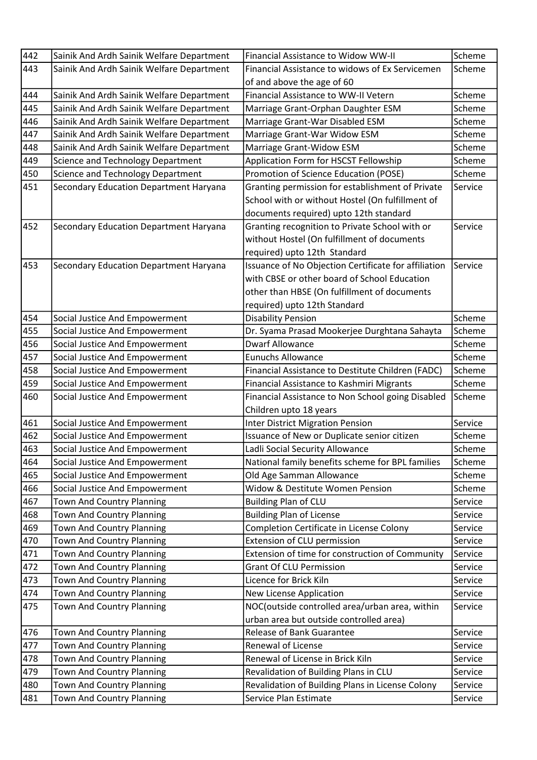| 442 | Sainik And Ardh Sainik Welfare Department | Financial Assistance to Widow WW-II | Scheme |
|---|---|---|---|
| 443 | Sainik And Ardh Sainik Welfare Department | Financial Assistance to widows of Ex Servicemen of and above the age of 60 | Scheme |
| 444 | Sainik And Ardh Sainik Welfare Department | Financial Assistance to WW-II Vetern | Scheme |
| 445 | Sainik And Ardh Sainik Welfare Department | Marriage Grant-Orphan Daughter ESM | Scheme |
| 446 | Sainik And Ardh Sainik Welfare Department | Marriage Grant-War Disabled ESM | Scheme |
| 447 | Sainik And Ardh Sainik Welfare Department | Marriage Grant-War Widow ESM | Scheme |
| 448 | Sainik And Ardh Sainik Welfare Department | Marriage Grant-Widow ESM | Scheme |
| 449 | Science and Technology Department | Application Form for HSCST Fellowship | Scheme |
| 450 | Science and Technology Department | Promotion of Science Education (POSE) | Scheme |
| 451 | Secondary Education Department Haryana | Granting permission for establishment of Private School with or without Hostel (On fulfillment of documents required) upto 12th standard | Service |
| 452 | Secondary Education Department Haryana | Granting recognition to Private School with or without Hostel (On fulfillment of documents required) upto 12th Standard | Service |
| 453 | Secondary Education Department Haryana | Issuance of No Objection Certificate for affiliation with CBSE or other board of School Education other than HBSE (On fulfillment of documents required) upto 12th Standard | Service |
| 454 | Social Justice And Empowerment | Disability Pension | Scheme |
| 455 | Social Justice And Empowerment | Dr. Syama Prasad Mookerjee Durghtana Sahayta | Scheme |
| 456 | Social Justice And Empowerment | Dwarf Allowance | Scheme |
| 457 | Social Justice And Empowerment | Eunuchs Allowance | Scheme |
| 458 | Social Justice And Empowerment | Financial Assistance to Destitute Children (FADC) | Scheme |
| 459 | Social Justice And Empowerment | Financial Assistance to Kashmiri Migrants | Scheme |
| 460 | Social Justice And Empowerment | Financial Assistance to Non School going Disabled Children upto 18 years | Scheme |
| 461 | Social Justice And Empowerment | Inter District Migration Pension | Service |
| 462 | Social Justice And Empowerment | Issuance of New or Duplicate senior citizen | Scheme |
| 463 | Social Justice And Empowerment | Ladli Social Security Allowance | Scheme |
| 464 | Social Justice And Empowerment | National family benefits scheme for BPL families | Scheme |
| 465 | Social Justice And Empowerment | Old Age Samman Allowance | Scheme |
| 466 | Social Justice And Empowerment | Widow & Destitute Women Pension | Scheme |
| 467 | Town And Country Planning | Building Plan of CLU | Service |
| 468 | Town And Country Planning | Building Plan of License | Service |
| 469 | Town And Country Planning | Completion Certificate in License Colony | Service |
| 470 | Town And Country Planning | Extension of CLU permission | Service |
| 471 | Town And Country Planning | Extension of time for construction of Community | Service |
| 472 | Town And Country Planning | Grant Of CLU Permission | Service |
| 473 | Town And Country Planning | Licence for Brick Kiln | Service |
| 474 | Town And Country Planning | New License Application | Service |
| 475 | Town And Country Planning | NOC(outside controlled area/urban area, within urban area but outside controlled area) | Service |
| 476 | Town And Country Planning | Release of Bank Guarantee | Service |
| 477 | Town And Country Planning | Renewal of License | Service |
| 478 | Town And Country Planning | Renewal of License in Brick Kiln | Service |
| 479 | Town And Country Planning | Revalidation of Building Plans in CLU | Service |
| 480 | Town And Country Planning | Revalidation of Building Plans in License Colony | Service |
| 481 | Town And Country Planning | Service Plan Estimate | Service |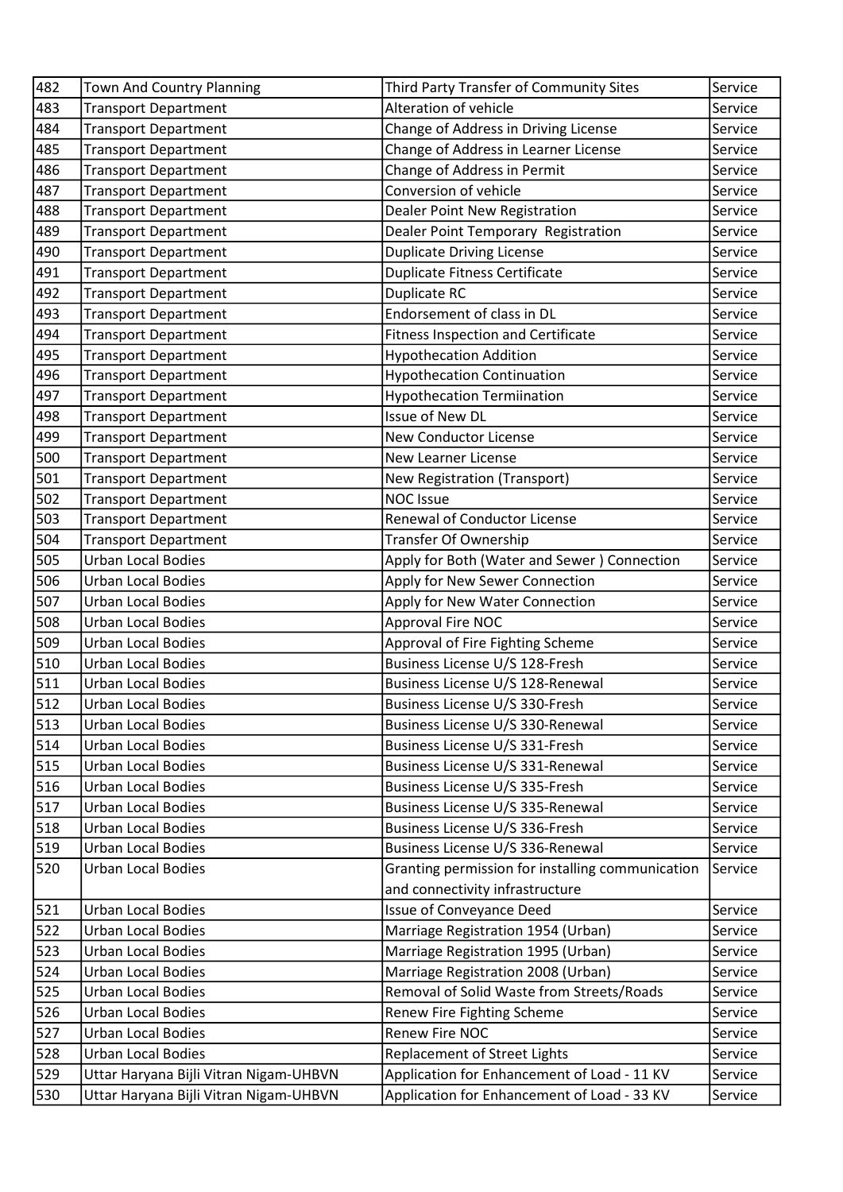| 482 | Town And Country Planning | Third Party Transfer of Community Sites | Service |
|---|---|---|---|
| 483 | Transport Department | Alteration of vehicle | Service |
| 484 | Transport Department | Change of Address in Driving License | Service |
| 485 | Transport Department | Change of Address in Learner License | Service |
| 486 | Transport Department | Change of Address in Permit | Service |
| 487 | Transport Department | Conversion of vehicle | Service |
| 488 | Transport Department | Dealer Point New Registration | Service |
| 489 | Transport Department | Dealer Point Temporary Registration | Service |
| 490 | Transport Department | Duplicate Driving License | Service |
| 491 | Transport Department | Duplicate Fitness Certificate | Service |
| 492 | Transport Department | Duplicate RC | Service |
| 493 | Transport Department | Endorsement of class in DL | Service |
| 494 | Transport Department | Fitness Inspection and Certificate | Service |
| 495 | Transport Department | Hypothecation Addition | Service |
| 496 | Transport Department | Hypothecation Continuation | Service |
| 497 | Transport Department | Hypothecation Termiination | Service |
| 498 | Transport Department | Issue of New DL | Service |
| 499 | Transport Department | New Conductor License | Service |
| 500 | Transport Department | New Learner License | Service |
| 501 | Transport Department | New Registration (Transport) | Service |
| 502 | Transport Department | NOC Issue | Service |
| 503 | Transport Department | Renewal of Conductor License | Service |
| 504 | Transport Department | Transfer Of Ownership | Service |
| 505 | Urban Local Bodies | Apply for Both (Water and Sewer ) Connection | Service |
| 506 | Urban Local Bodies | Apply for New Sewer Connection | Service |
| 507 | Urban Local Bodies | Apply for New Water Connection | Service |
| 508 | Urban Local Bodies | Approval Fire NOC | Service |
| 509 | Urban Local Bodies | Approval of Fire Fighting Scheme | Service |
| 510 | Urban Local Bodies | Business License U/S 128-Fresh | Service |
| 511 | Urban Local Bodies | Business License U/S 128-Renewal | Service |
| 512 | Urban Local Bodies | Business License U/S 330-Fresh | Service |
| 513 | Urban Local Bodies | Business License U/S 330-Renewal | Service |
| 514 | Urban Local Bodies | Business License U/S 331-Fresh | Service |
| 515 | Urban Local Bodies | Business License U/S 331-Renewal | Service |
| 516 | Urban Local Bodies | Business License U/S 335-Fresh | Service |
| 517 | Urban Local Bodies | Business License U/S 335-Renewal | Service |
| 518 | Urban Local Bodies | Business License U/S 336-Fresh | Service |
| 519 | Urban Local Bodies | Business License U/S 336-Renewal | Service |
| 520 | Urban Local Bodies | Granting permission for installing communication and connectivity infrastructure | Service |
| 521 | Urban Local Bodies | Issue of Conveyance Deed | Service |
| 522 | Urban Local Bodies | Marriage Registration 1954 (Urban) | Service |
| 523 | Urban Local Bodies | Marriage Registration 1995 (Urban) | Service |
| 524 | Urban Local Bodies | Marriage Registration 2008 (Urban) | Service |
| 525 | Urban Local Bodies | Removal of Solid Waste from Streets/Roads | Service |
| 526 | Urban Local Bodies | Renew Fire Fighting Scheme | Service |
| 527 | Urban Local Bodies | Renew Fire NOC | Service |
| 528 | Urban Local Bodies | Replacement of Street Lights | Service |
| 529 | Uttar Haryana Bijli Vitran Nigam-UHBVN | Application for Enhancement of Load - 11 KV | Service |
| 530 | Uttar Haryana Bijli Vitran Nigam-UHBVN | Application for Enhancement of Load - 33 KV | Service |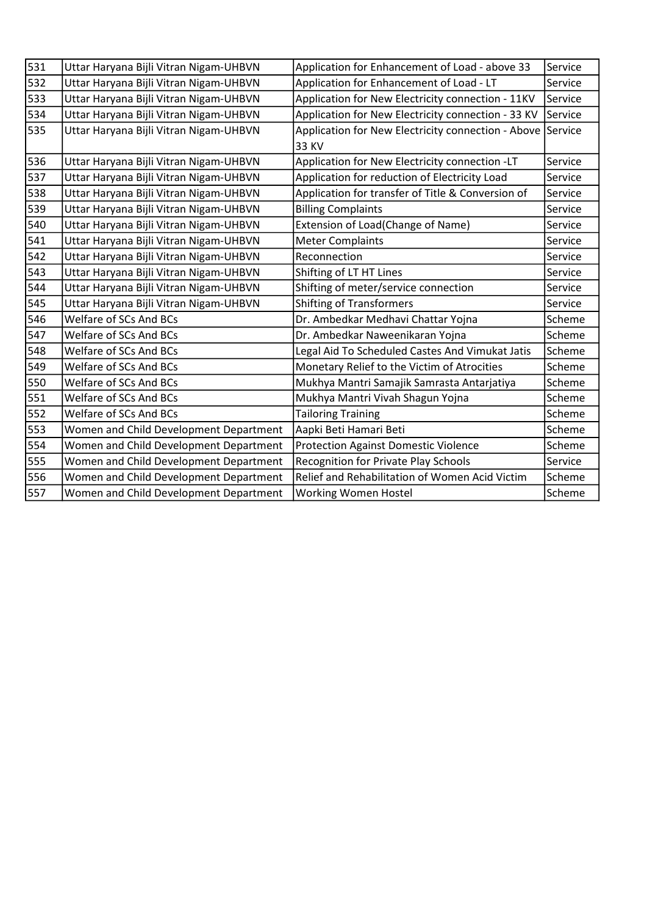| | | | |
|---|---|---|---|
| 531 | Uttar Haryana Bijli Vitran Nigam-UHBVN | Application for Enhancement of Load - above 33 | Service |
| 532 | Uttar Haryana Bijli Vitran Nigam-UHBVN | Application for Enhancement of Load - LT | Service |
| 533 | Uttar Haryana Bijli Vitran Nigam-UHBVN | Application for New Electricity connection - 11KV | Service |
| 534 | Uttar Haryana Bijli Vitran Nigam-UHBVN | Application for New Electricity connection - 33 KV | Service |
| 535 | Uttar Haryana Bijli Vitran Nigam-UHBVN | Application for New Electricity connection - Above 33 KV | Service |
| 536 | Uttar Haryana Bijli Vitran Nigam-UHBVN | Application for New Electricity connection -LT | Service |
| 537 | Uttar Haryana Bijli Vitran Nigam-UHBVN | Application for reduction of Electricity Load | Service |
| 538 | Uttar Haryana Bijli Vitran Nigam-UHBVN | Application for transfer of Title & Conversion of | Service |
| 539 | Uttar Haryana Bijli Vitran Nigam-UHBVN | Billing Complaints | Service |
| 540 | Uttar Haryana Bijli Vitran Nigam-UHBVN | Extension of Load(Change of Name) | Service |
| 541 | Uttar Haryana Bijli Vitran Nigam-UHBVN | Meter Complaints | Service |
| 542 | Uttar Haryana Bijli Vitran Nigam-UHBVN | Reconnection | Service |
| 543 | Uttar Haryana Bijli Vitran Nigam-UHBVN | Shifting of LT HT Lines | Service |
| 544 | Uttar Haryana Bijli Vitran Nigam-UHBVN | Shifting of meter/service connection | Service |
| 545 | Uttar Haryana Bijli Vitran Nigam-UHBVN | Shifting of Transformers | Service |
| 546 | Welfare of SCs And BCs | Dr. Ambedkar Medhavi Chattar Yojna | Scheme |
| 547 | Welfare of SCs And BCs | Dr. Ambedkar Naweenikaran Yojna | Scheme |
| 548 | Welfare of SCs And BCs | Legal Aid To Scheduled Castes And Vimukat Jatis | Scheme |
| 549 | Welfare of SCs And BCs | Monetary Relief to the Victim of Atrocities | Scheme |
| 550 | Welfare of SCs And BCs | Mukhya Mantri Samajik Samrasta Antarjatiya | Scheme |
| 551 | Welfare of SCs And BCs | Mukhya Mantri Vivah Shagun Yojna | Scheme |
| 552 | Welfare of SCs And BCs | Tailoring Training | Scheme |
| 553 | Women and Child Development Department | Aapki Beti Hamari Beti | Scheme |
| 554 | Women and Child Development Department | Protection Against Domestic Violence | Scheme |
| 555 | Women and Child Development Department | Recognition for Private Play Schools | Service |
| 556 | Women and Child Development Department | Relief and Rehabilitation of Women Acid Victim | Scheme |
| 557 | Women and Child Development Department | Working Women Hostel | Scheme |